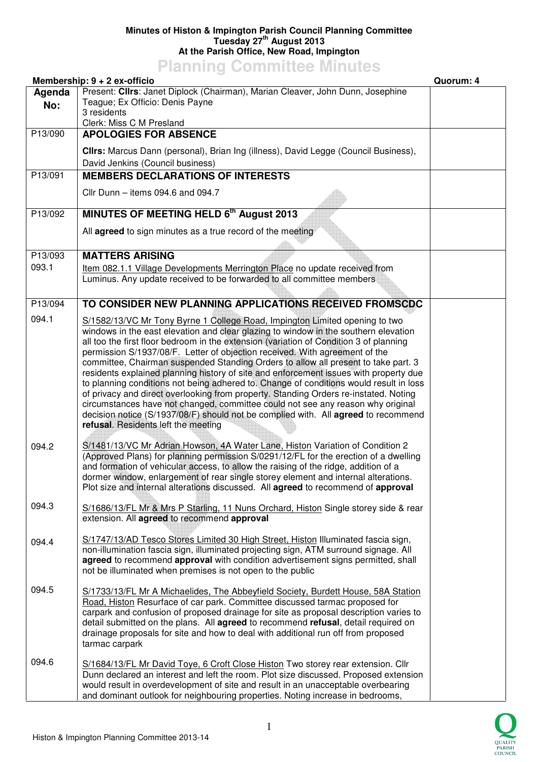**Minutes of Histon & Impington Parish Council Planning Committee**
**Tuesday 27th August 2013**
**At the Parish Office, New Road, Impington**

# Planning Committee Minutes

| Membership: 9 + 2 ex-officio | | Quorum: 4 |
|---|---|---|
| **Agenda No:** | Present: **Cllrs**: Janet Diplock (Chairman), Marian Cleaver, John Dunn, Josephine Teague; Ex Officio: Denis Payne<br>3 residents<br>Clerk: Miss C M Presland | |
| P13/090 | **APOLOGIES FOR ABSENCE**<br><br>**Cllrs:** Marcus Dann (personal), Brian Ing (illness), David Legge (Council Business), David Jenkins (Council business) | |
| P13/091 | **MEMBERS DECLARATIONS OF INTERESTS**<br><br>Cllr Dunn – items 094.6 and 094.7 | |
| P13/092 | **MINUTES OF MEETING HELD 6th August 2013**<br><br>All **agreed** to sign minutes as a true record of the meeting | |
| P13/093<br>093.1 | **MATTERS ARISING**<br>Item 082.1.1 Village Developments Merrington Place no update received from Luminus. Any update received to be forwarded to all committee members | |
| P13/094 | **TO CONSIDER NEW PLANNING APPLICATIONS RECEIVED FROMSCDC** | |
| 094.1 | S/1582/13/VC Mr Tony Byrne 1 College Road, Impington Limited opening to two windows in the east elevation and clear glazing to window in the southern elevation all too the first floor bedroom in the extension (variation of Condition 3 of planning permission S/1937/08/F. Letter of objection received. With agreement of the committee, Chairman suspended Standing Orders to allow all present to take part. 3 residents explained planning history of site and enforcement issues with property due to planning conditions not being adhered to. Change of conditions would result in loss of privacy and direct overlooking from property. Standing Orders re-instated. Noting circumstances have not changed, committee could not see any reason why original decision notice (S/1937/08/F) should not be complied with. All **agreed** to recommend **refusal**. Residents left the meeting | |
| 094.2 | S/1481/13/VC Mr Adrian Howson, 4A Water Lane, Histon Variation of Condition 2 (Approved Plans) for planning permission S/0291/12/FL for the erection of a dwelling and formation of vehicular access, to allow the raising of the ridge, addition of a dormer window, enlargement of rear single storey element and internal alterations. Plot size and internal alterations discussed. All **agreed** to recommend of **approval** | |
| 094.3 | S/1686/13/FL Mr & Mrs P Starling, 11 Nuns Orchard, Histon Single storey side & rear extension. All **agreed** to recommend **approval** | |
| 094.4 | S/1747/13/AD Tesco Stores Limited 30 High Street, Histon Illuminated fascia sign, non-illumination fascia sign, illuminated projecting sign, ATM surround signage. All **agreed** to recommend **approval** with condition advertisement signs permitted, shall not be illuminated when premises is not open to the public | |
| 094.5 | S/1733/13/FL Mr A Michaelides, The Abbeyfield Society, Burdett House, 58A Station Road, Histon Resurface of car park. Committee discussed tarmac proposed for carpark and confusion of proposed drainage for site as proposal description varies to detail submitted on the plans. All **agreed** to recommend **refusal**, detail required on drainage proposals for site and how to deal with additional run off from proposed tarmac carpark | |
| 094.6 | S/1684/13/FL Mr David Toye, 6 Croft Close Histon Two storey rear extension. Cllr Dunn declared an interest and left the room. Plot size discussed. Proposed extension would result in overdevelopment of site and result in an unacceptable overbearing and dominant outlook for neighbouring properties. Noting increase in bedrooms, | |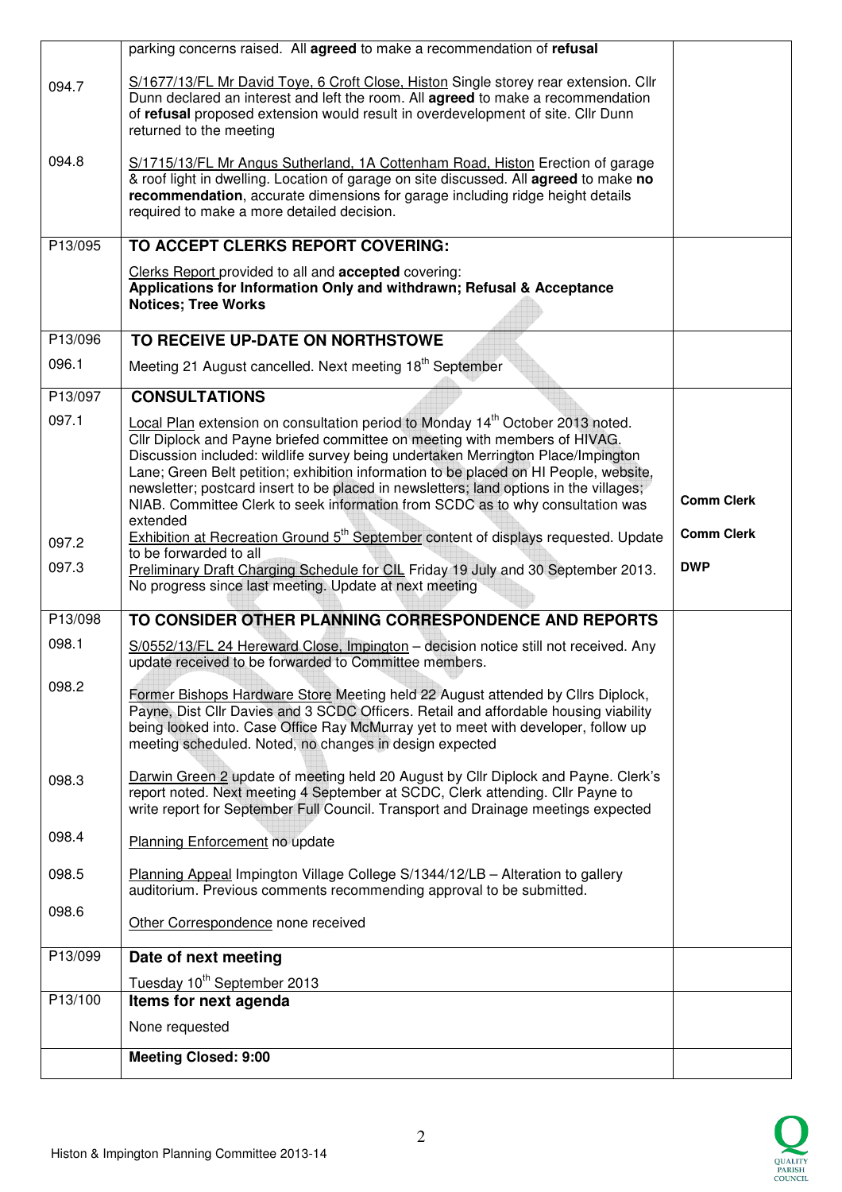| | | |
|---|---|---|
| | parking concerns raised. All **agreed** to make a recommendation of **refusal** | |
| 094.7 | S/1677/13/FL Mr David Toye, 6 Croft Close, Histon Single storey rear extension. Cllr Dunn declared an interest and left the room. All **agreed** to make a recommendation of **refusal** proposed extension would result in overdevelopment of site. Cllr Dunn returned to the meeting | |
| 094.8 | S/1715/13/FL Mr Angus Sutherland, 1A Cottenham Road, Histon Erection of garage & roof light in dwelling. Location of garage on site discussed. All **agreed** to make **no recommendation**, accurate dimensions for garage including ridge height details required to make a more detailed decision. | |
| P13/095 | **TO ACCEPT CLERKS REPORT COVERING:** | |
| | Clerks Report provided to all and **accepted** covering: **Applications for Information Only and withdrawn; Refusal & Acceptance Notices; Tree Works** | |
| P13/096 | **TO RECEIVE UP-DATE ON NORTHSTOWE** | |
| 096.1 | Meeting 21 August cancelled. Next meeting 18th September | |
| P13/097 | **CONSULTATIONS** | |
| 097.1 | Local Plan extension on consultation period to Monday 14th October 2013 noted. Cllr Diplock and Payne briefed committee on meeting with members of HIVAG. Discussion included: wildlife survey being undertaken Merrington Place/Impington Lane; Green Belt petition; exhibition information to be placed on HI People, website, newsletter; postcard insert to be placed in newsletters; land options in the villages; NIAB. Committee Clerk to seek information from SCDC as to why consultation was extended | **Comm Clerk** |
| 097.2 | Exhibition at Recreation Ground 5th September content of displays requested. Update to be forwarded to all | **Comm Clerk** |
| 097.3 | Preliminary Draft Charging Schedule for CIL Friday 19 July and 30 September 2013. No progress since last meeting. Update at next meeting | **DWP** |
| P13/098 | **TO CONSIDER OTHER PLANNING CORRESPONDENCE AND REPORTS** | |
| 098.1 | S/0552/13/FL 24 Hereward Close, Impington – decision notice still not received. Any update received to be forwarded to Committee members. | |
| 098.2 | Former Bishops Hardware Store Meeting held 22 August attended by Cllrs Diplock, Payne, Dist Cllr Davies and 3 SCDC Officers. Retail and affordable housing viability being looked into. Case Office Ray McMurray yet to meet with developer, follow up meeting scheduled. Noted, no changes in design expected | |
| 098.3 | Darwin Green 2 update of meeting held 20 August by Cllr Diplock and Payne. Clerk's report noted. Next meeting 4 September at SCDC, Clerk attending. Cllr Payne to write report for September Full Council. Transport and Drainage meetings expected | |
| 098.4 | Planning Enforcement no update | |
| 098.5 | Planning Appeal Impington Village College S/1344/12/LB – Alteration to gallery auditorium. Previous comments recommending approval to be submitted. | |
| 098.6 | Other Correspondence none received | |
| P13/099 | **Date of next meeting** | |
| | Tuesday 10th September 2013 | |
| P13/100 | **Items for next agenda** | |
| | None requested | |
| | **Meeting Closed: 9:00** | |